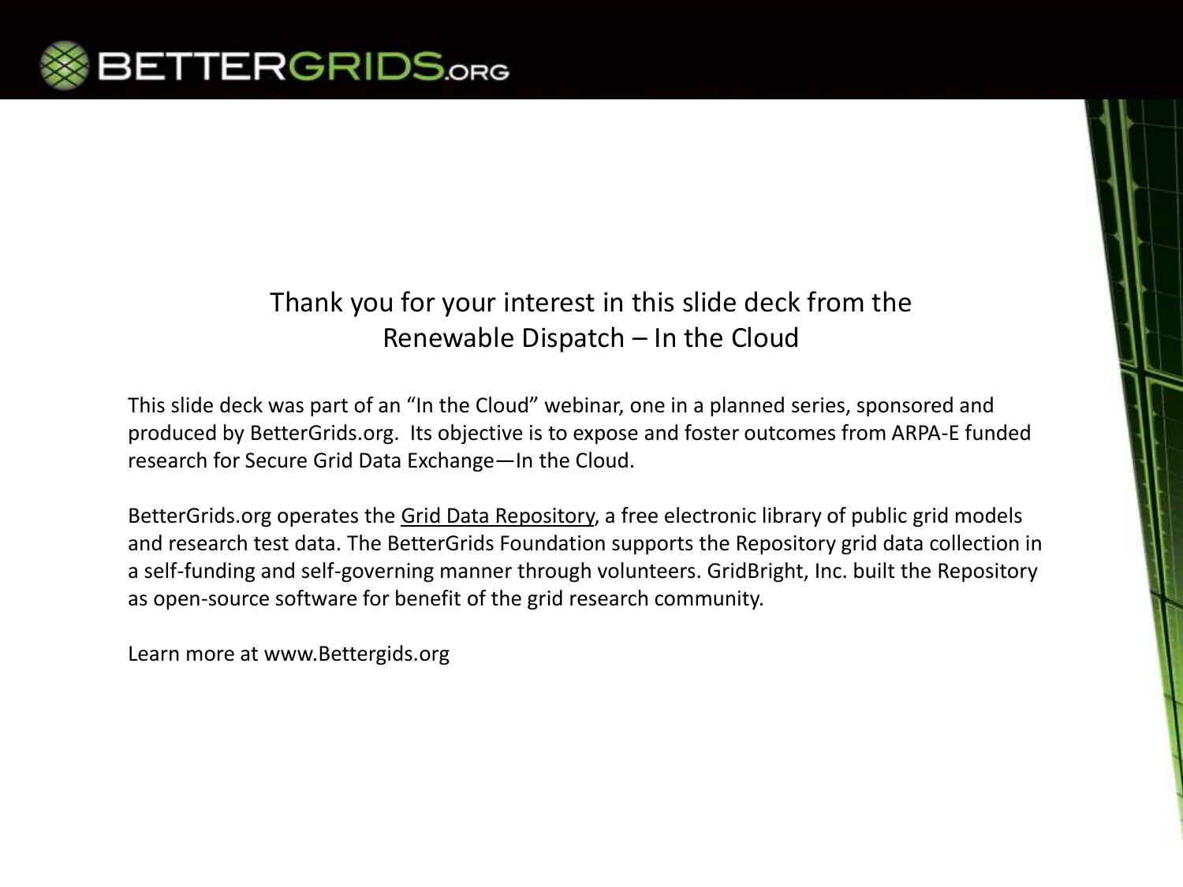BETTERGRIDS.ORG

Thank you for your interest in this slide deck from the Renewable Dispatch – In the Cloud

This slide deck was part of an "In the Cloud" webinar, one in a planned series, sponsored and produced by BetterGrids.org. Its objective is to expose and foster outcomes from ARPA-E funded research for Secure Grid Data Exchange—In the Cloud.

BetterGrids.org operates the Grid Data Repository, a free electronic library of public grid models and research test data. The BetterGrids Foundation supports the Repository grid data collection in a self-funding and self-governing manner through volunteers. GridBright, Inc. built the Repository as open-source software for benefit of the grid research community.

Learn more at www.Bettergids.org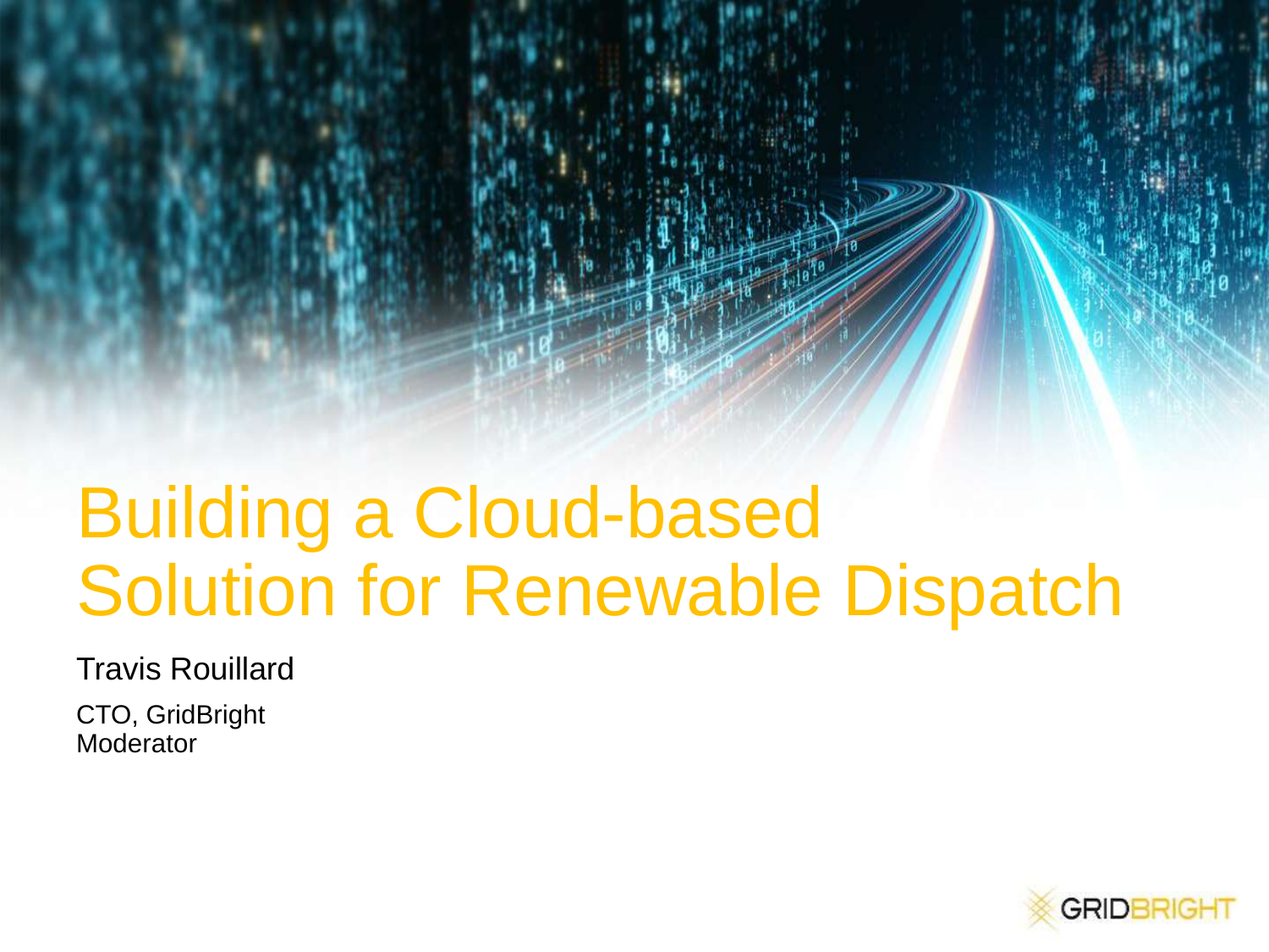# Building a Cloud-based Solution for Renewable Dispatch

Travis Rouillard

CTO, GridBright
Moderator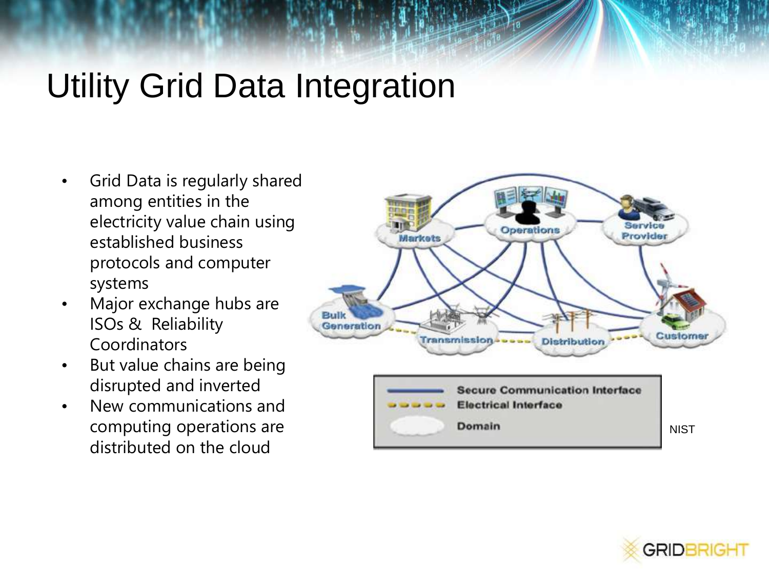# Utility Grid Data Integration

- Grid Data is regularly shared among entities in the electricity value chain using established business protocols and computer systems
- Major exchange hubs are ISOs & Reliability Coordinators
- But value chains are being disrupted and inverted
- New communications and computing operations are distributed on the cloud

Markets — Operations — Service Provider

Bulk Generation — Transmission — Distribution — Customer

| Legend | |
|---|---|
| Solid line | Secure Communication Interface |
| Dashed line | Electrical Interface |
| Cloud shape | Domain |

NIST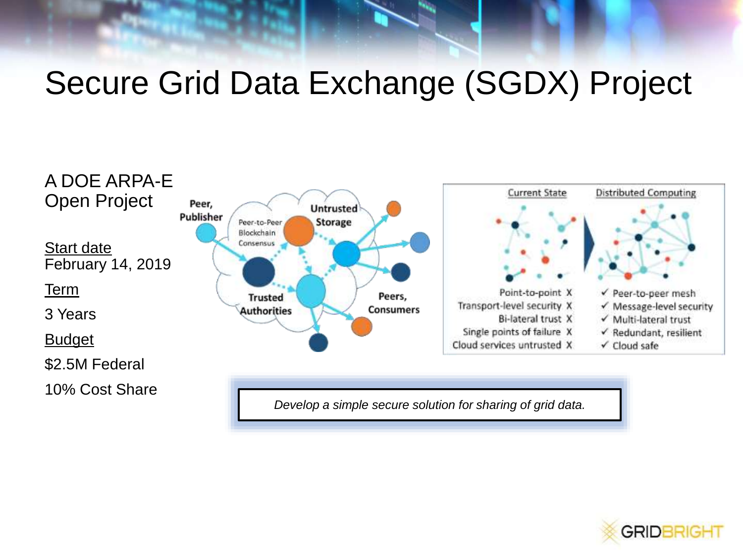# Secure Grid Data Exchange (SGDX) Project

A DOE ARPA-E Open Project

Start date
February 14, 2019

Term

3 Years

Budget

$2.5M Federal

10% Cost Share

Peer, Publisher

Peer-to-Peer Blockchain Consensus

Untrusted Storage

Trusted Authorities

Peers, Consumers

| Current State | Distributed Computing |
|---|---|
| Point-to-point X | ✓ Peer-to-peer mesh |
| Transport-level security X | ✓ Message-level security |
| Bi-lateral trust X | ✓ Multi-lateral trust |
| Single points of failure X | ✓ Redundant, resilient |
| Cloud services untrusted X | ✓ Cloud safe |

*Develop a simple secure solution for sharing of grid data.*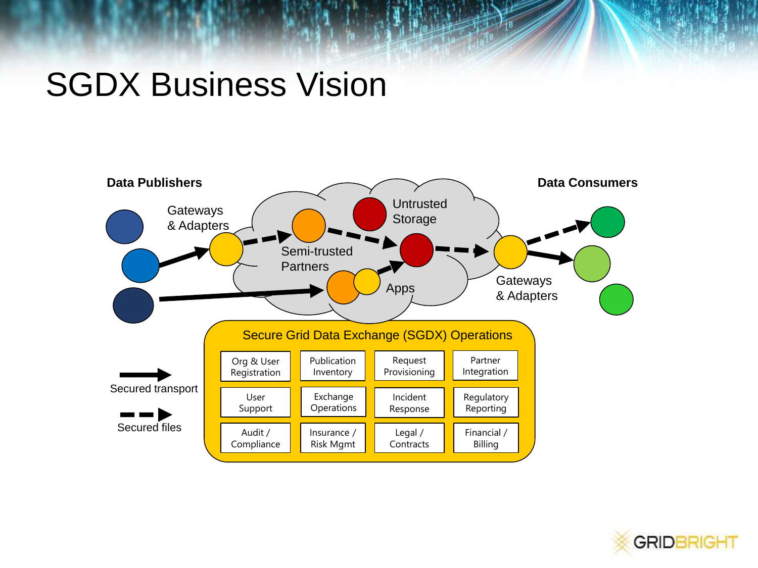# SGDX Business Vision

**Data Publishers**

Gateways & Adapters

Semi-trusted Partners

Untrusted Storage

Apps

Gateways & Adapters

**Data Consumers**

Secured transport

Secured files

Secure Grid Data Exchange (SGDX) Operations

| Org & User Registration | Publication Inventory | Request Provisioning | Partner Integration |
|---|---|---|---|
| User Support | Exchange Operations | Incident Response | Regulatory Reporting |
| Audit / Compliance | Insurance / Risk Mgmt | Legal / Contracts | Financial / Billing |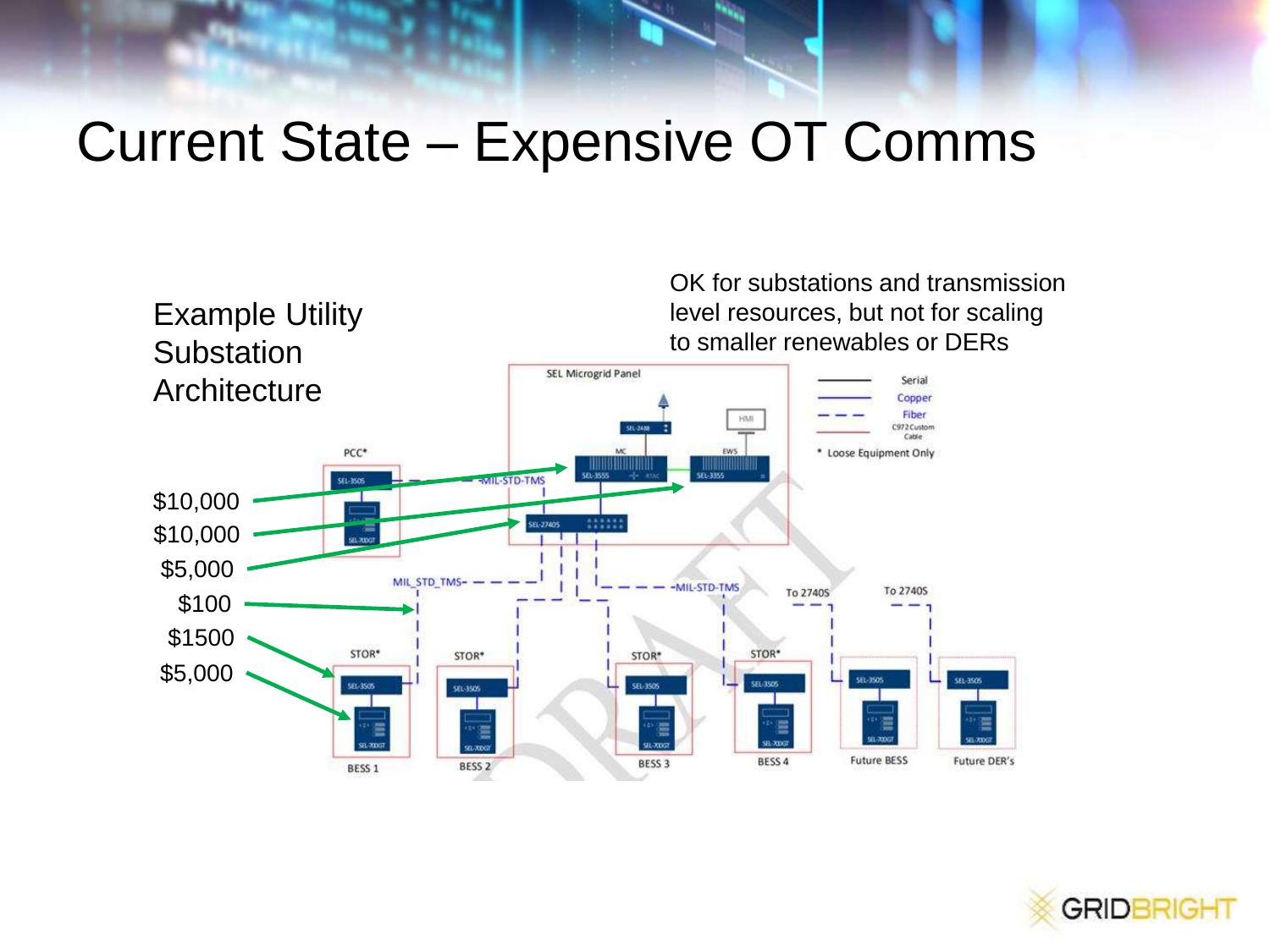# Current State – Expensive OT Comms

Example Utility Substation Architecture

OK for substations and transmission level resources, but not for scaling to smaller renewables or DERs

$10,000

$10,000

$5,000

$100

$1500

$5,000

SEL Microgrid Panel

SEL-2488

HMI

MC

EWS

SEL-3555

RTAC

SEL-3355

SEL-2740S

PCC*

SEL-3505

SEL-700GT

MIL-STD-TMS

MIL_STD_TMS

MIL-STD-TMS

To 2740S

To 2740S

STOR*

STOR*

STOR*

STOR*

SEL-3505

SEL-700GT

BESS 1

BESS 2

BESS 3

BESS 4

Future BESS

Future DER's

Serial

Copper

Fiber

C972 Custom Cable

\* Loose Equipment Only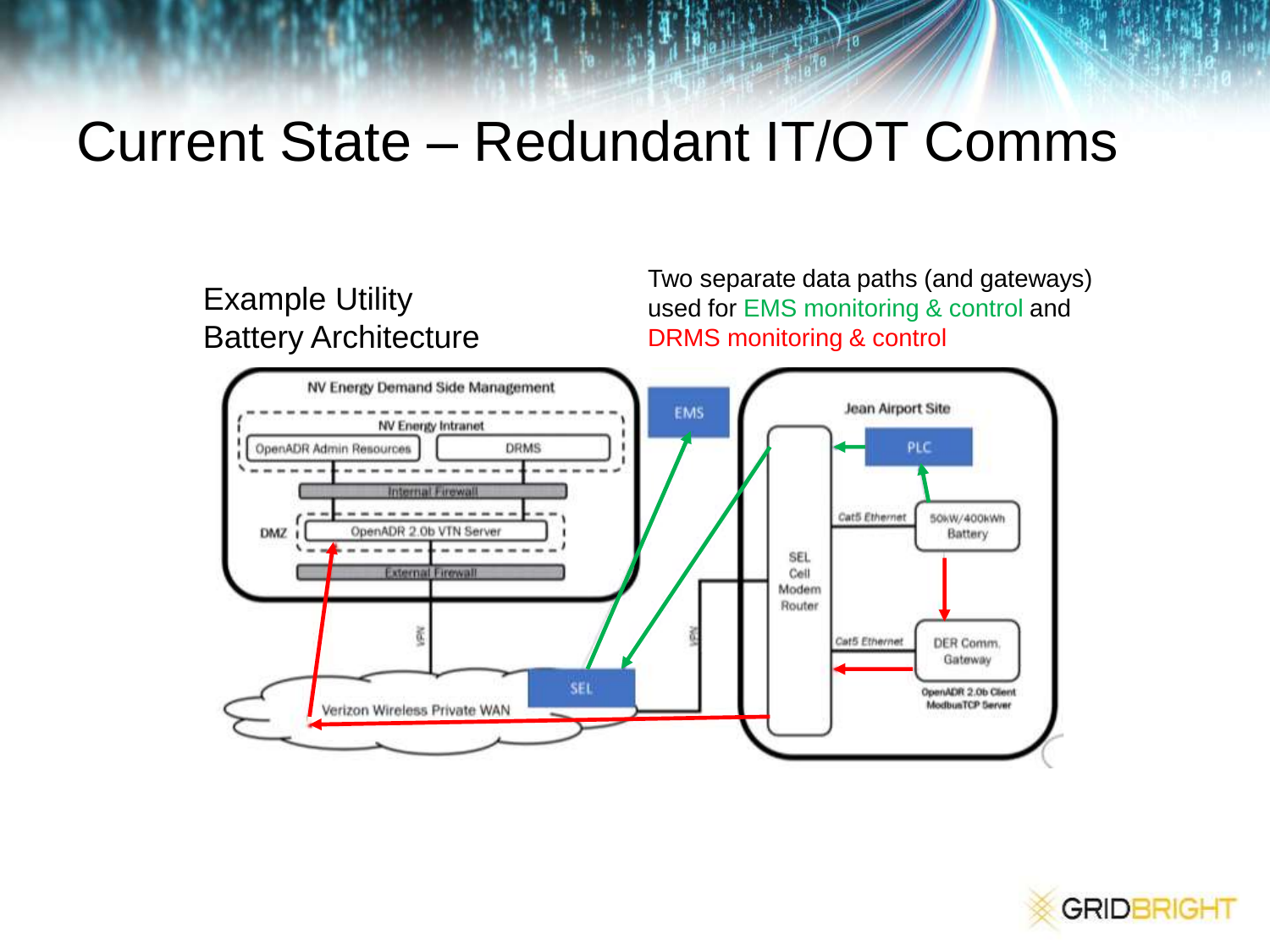# Current State – Redundant IT/OT Comms

Example Utility Battery Architecture

Two separate data paths (and gateways) used for EMS monitoring & control and DRMS monitoring & control

NV Energy Demand Side Management

NV Energy Intranet

OpenADR Admin Resources

DRMS

Internal Firewall

DMZ

OpenADR 2.0b VTN Server

External Firewall

VPN

Verizon Wireless Private WAN

SEL

EMS

VPN

Jean Airport Site

PLC

SEL Cell Modem Router

Cat5 Ethernet

50kW/400kWh Battery

Cat5 Ethernet

DER Comm. Gateway

OpenADR 2.0b Client
ModbusTCP Server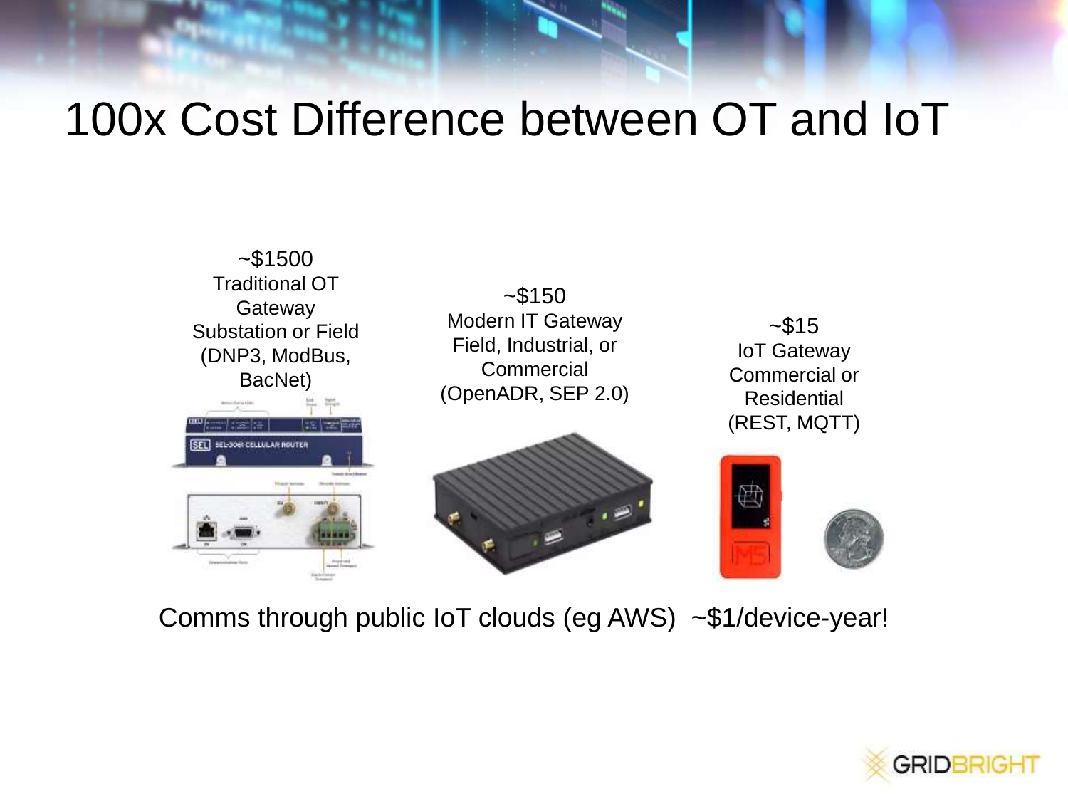# 100x Cost Difference between OT and IoT

~$1500
Traditional OT Gateway
Substation or Field
(DNP3, ModBus, BacNet)

~$150
Modern IT Gateway
Field, Industrial, or Commercial
(OpenADR, SEP 2.0)

~$15
IoT Gateway
Commercial or Residential
(REST, MQTT)

Comms through public IoT clouds (eg AWS) ~$1/device-year!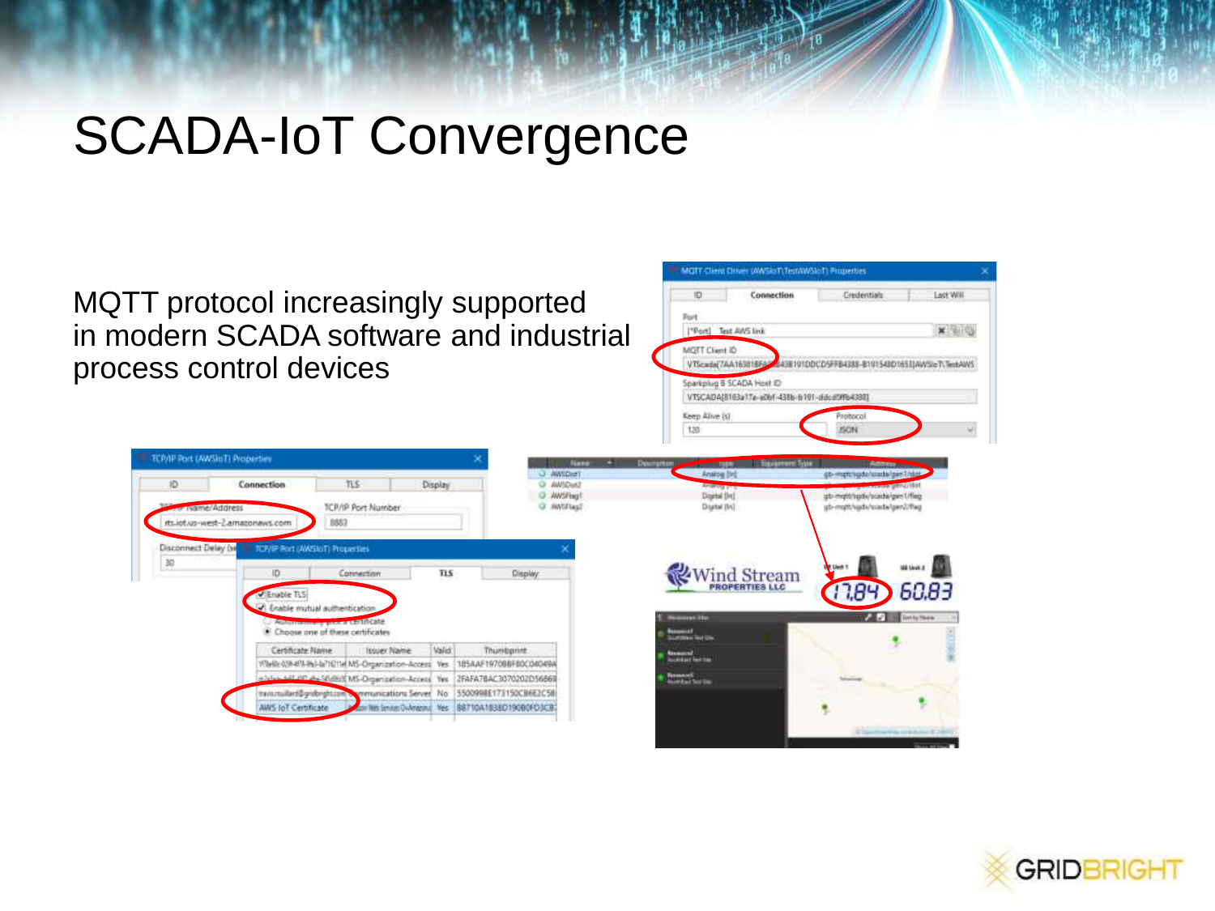# SCADA-IoT Convergence

MQTT protocol increasingly supported in modern SCADA software and industrial process control devices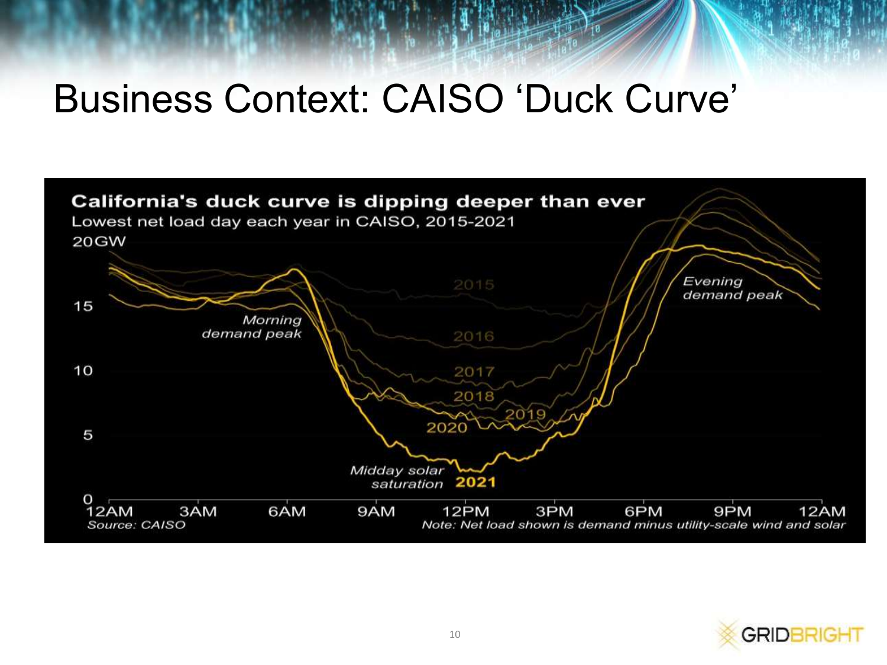# Business Context: CAISO 'Duck Curve'

**California's duck curve is dipping deeper than ever**

Lowest net load day each year in CAISO, 2015-2021

20GW

15

10

5

0

12AM 3AM 6AM 9AM 12PM 3PM 6PM 9PM 12AM

2015
2016
2017
2018
2019
2020
**2021**

*Morning demand peak*

*Evening demand peak*

*Midday solar saturation*

*Source: CAISO*

*Note: Net load shown is demand minus utility-scale wind and solar*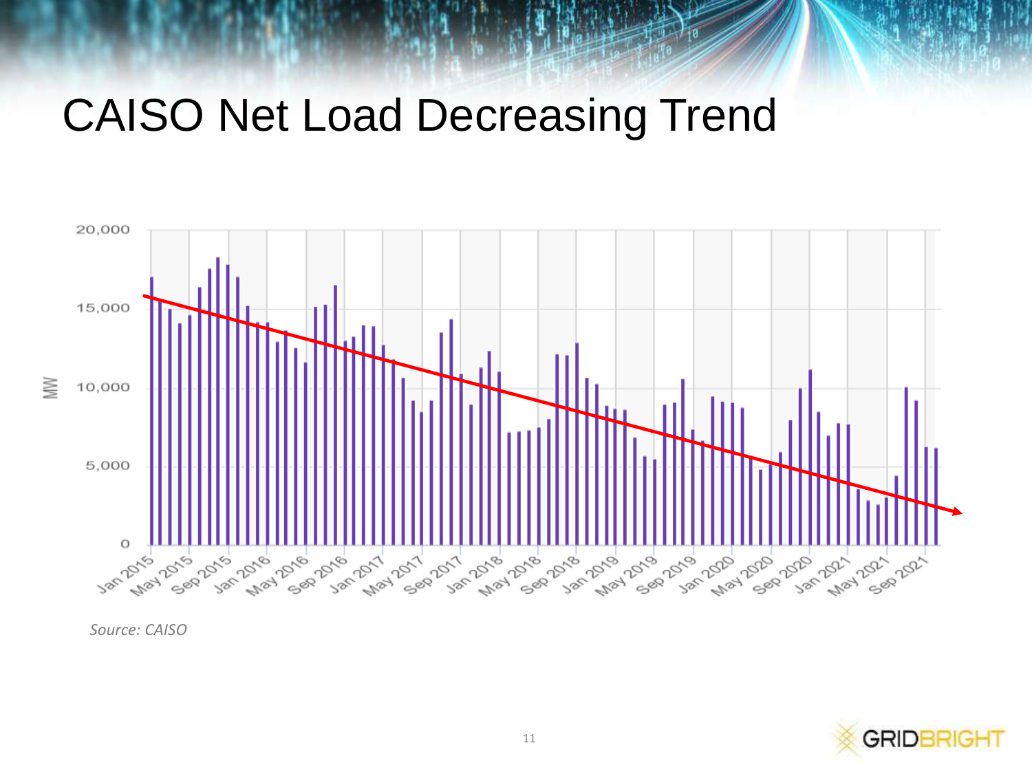# CAISO Net Load Decreasing Trend

*Source: CAISO*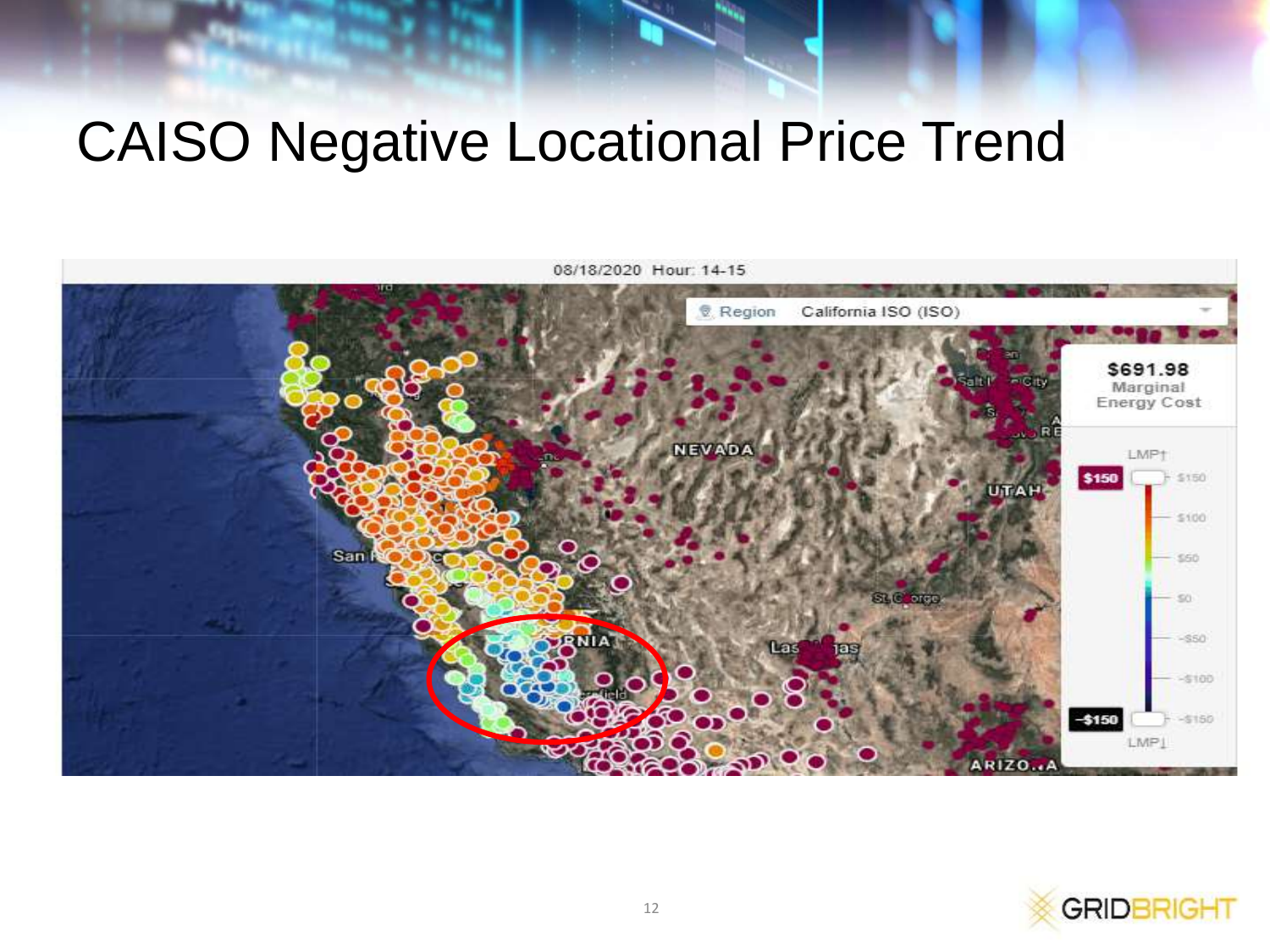# CAISO Negative Locational Price Trend

08/18/2020 Hour: 14-15

Region California ISO (ISO)

$691.98 Marginal Energy Cost

LMP↑

$150

$150

$100

$50

$0

-$50

-$100

-$150

-$150

LMP↓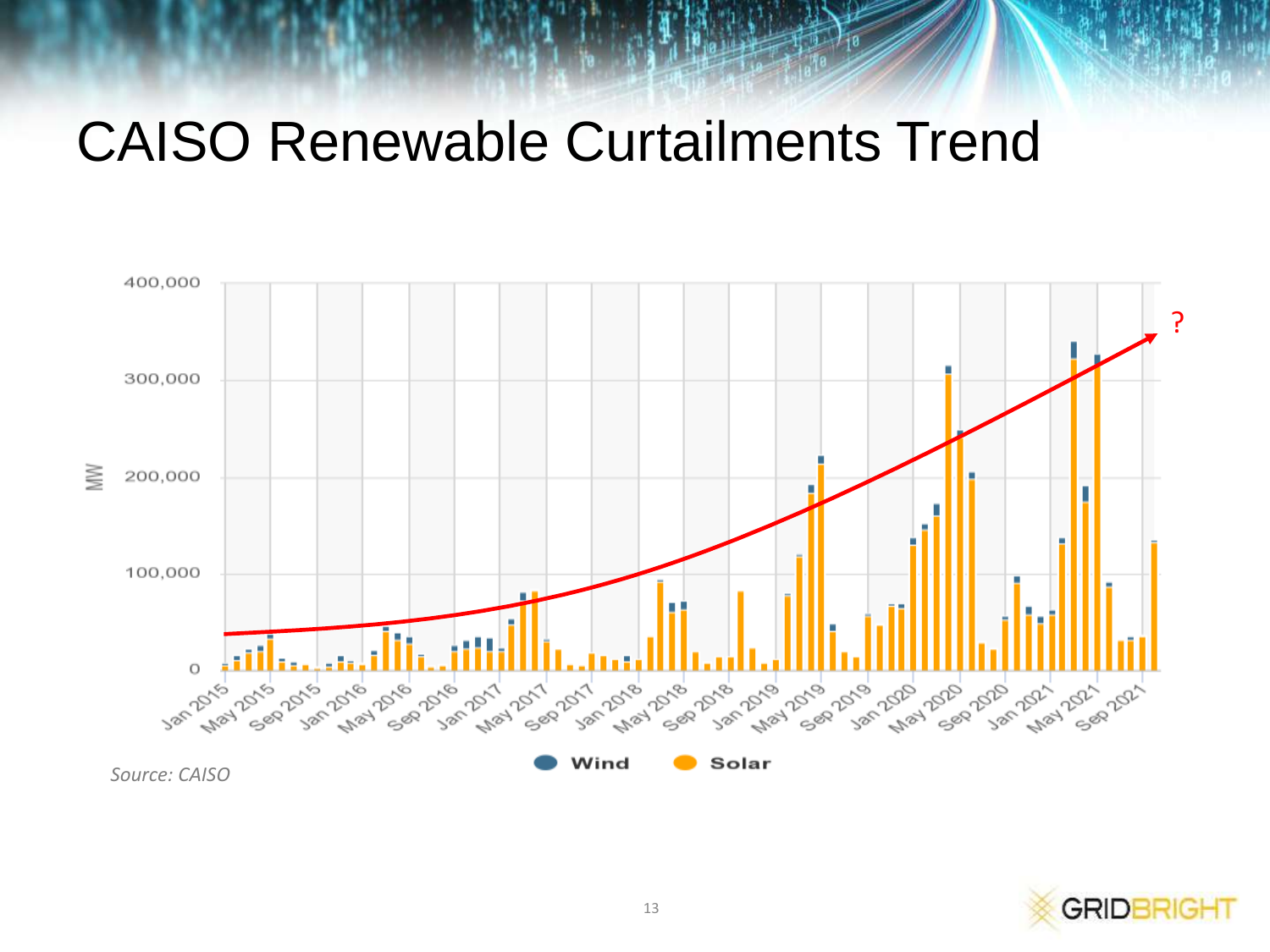# CAISO Renewable Curtailments Trend

Source: CAISO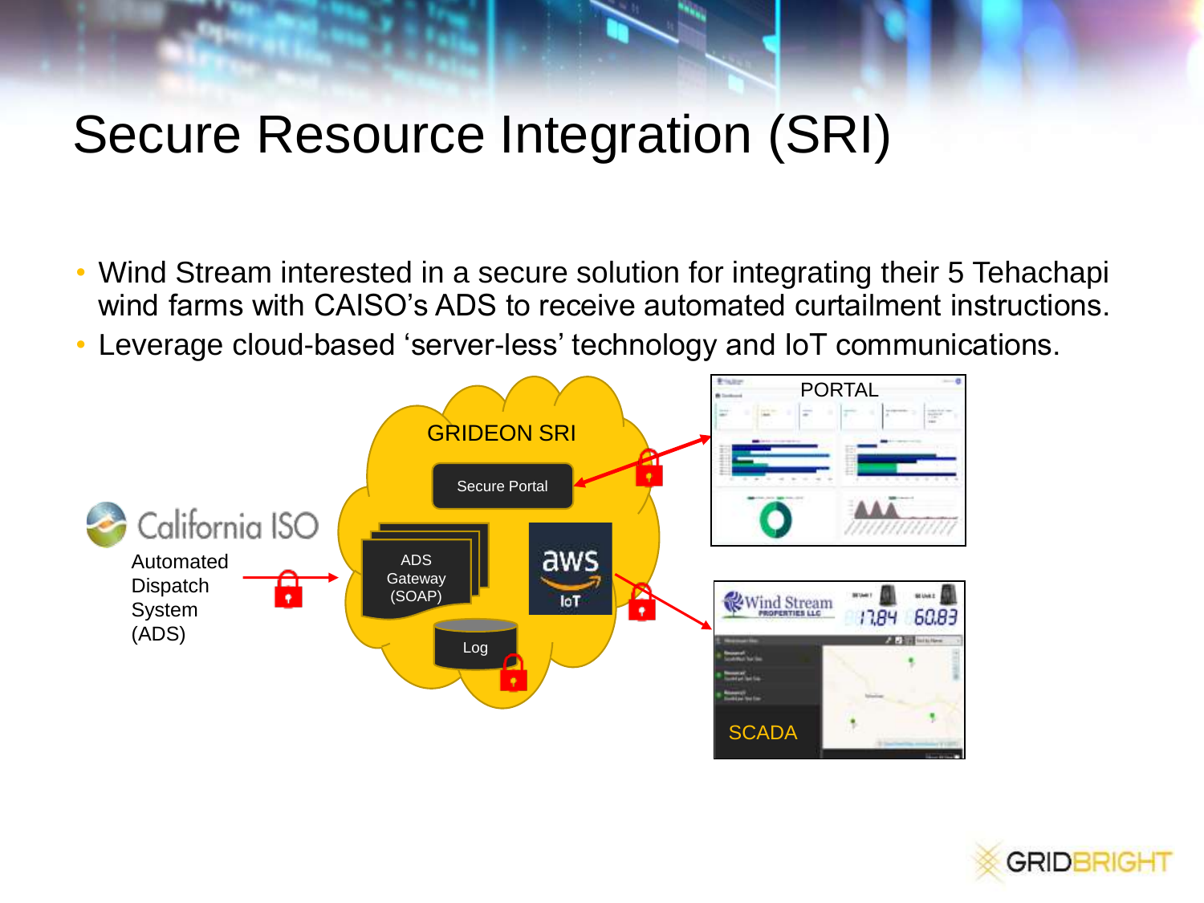# Secure Resource Integration (SRI)

- Wind Stream interested in a secure solution for integrating their 5 Tehachapi wind farms with CAISO's ADS to receive automated curtailment instructions.
- Leverage cloud-based 'server-less' technology and IoT communications.

California ISO

Automated Dispatch System (ADS)

GRIDEON SRI

Secure Portal

ADS Gateway (SOAP)

aws IoT

Log

PORTAL

SCADA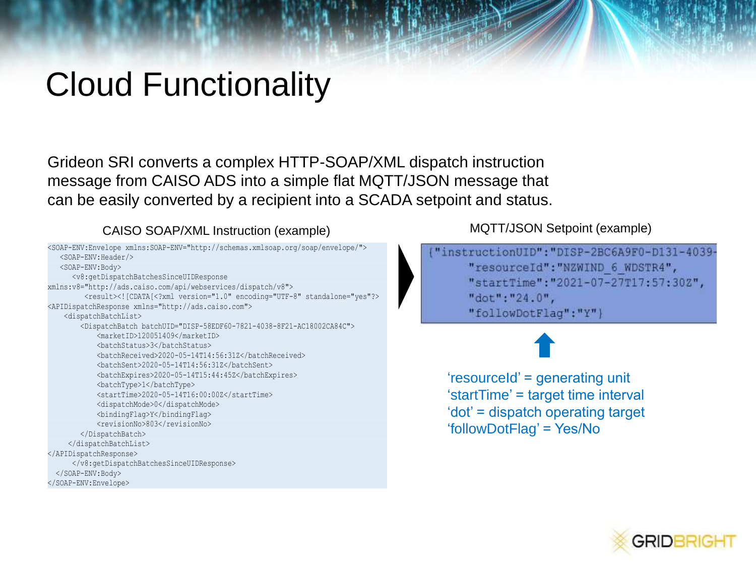# Cloud Functionality

Grideon SRI converts a complex HTTP-SOAP/XML dispatch instruction message from CAISO ADS into a simple flat MQTT/JSON message that can be easily converted by a recipient into a SCADA setpoint and status.

CAISO SOAP/XML Instruction (example)

```
<SOAP-ENV:Envelope xmlns:SOAP-ENV="http://schemas.xmlsoap.org/soap/envelope/">
   <SOAP-ENV:Header/>
   <SOAP-ENV:Body>
      <v8:getDispatchBatchesSinceUIDResponse
xmlns:v8="http://ads.caiso.com/api/webservices/dispatch/v8">
         <result><![CDATA[<?xml version="1.0" encoding="UTF-8" standalone="yes"?>
<APIDispatchResponse xmlns="http://ads.caiso.com">
    <dispatchBatchList>
        <DispatchBatch batchUID="DISP-58EDF60-7821-4038-8F21-AC18002CA84C">
            <marketID>120051409</marketID>
            <batchStatus>3</batchStatus>
            <batchReceived>2020-05-14T14:56:31Z</batchReceived>
            <batchSent>2020-05-14T14:56:31Z</batchSent>
            <batchExpires>2020-05-14T15:44:45Z</batchExpires>
            <batchType>1</batchType>
            <startTime>2020-05-14T16:00:00Z</startTime>
            <dispatchMode>0</dispatchMode>
            <bindingFlag>Y</bindingFlag>
            <revisionNo>803</revisionNo>
        </DispatchBatch>
    </dispatchBatchList>
</APIDispatchResponse>
      </v8:getDispatchBatchesSinceUIDResponse>
  </SOAP-ENV:Body>
</SOAP-ENV:Envelope>
```

MQTT/JSON Setpoint (example)

```
{"instructionUID":"DISP-2BC6A9F0-D131-4039-
    "resourceId":"NZWIND_6_WDSTR4",
    "startTime":"2021-07-27T17:57:30Z",
    "dot":"24.0",
    "followDotFlag":"Y"}
```

'resourceId' = generating unit
'startTime' = target time interval
'dot' = dispatch operating target
'followDotFlag' = Yes/No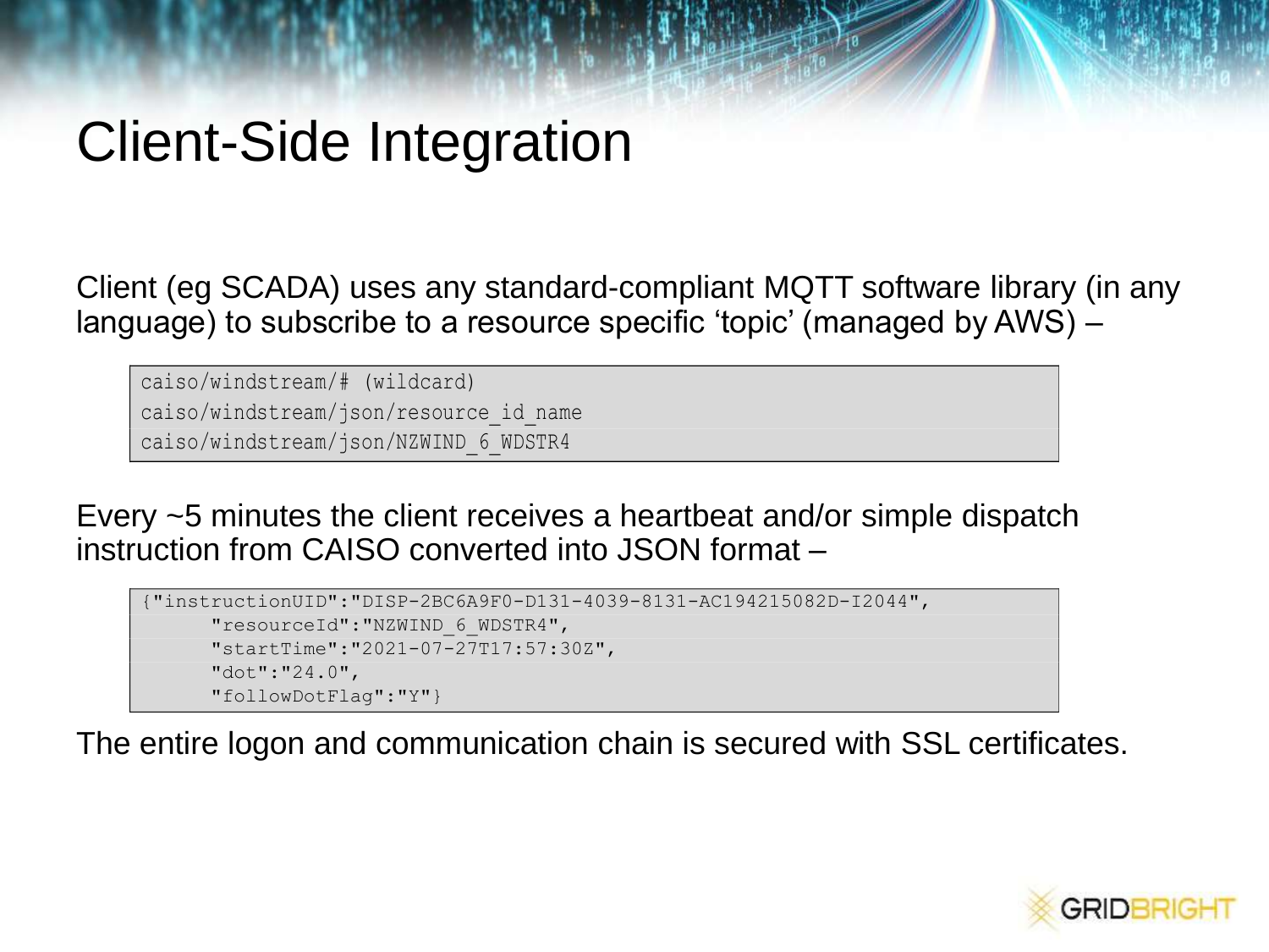# Client-Side Integration

Client (eg SCADA) uses any standard-compliant MQTT software library (in any language) to subscribe to a resource specific 'topic' (managed by AWS) –

```
caiso/windstream/# (wildcard)
caiso/windstream/json/resource_id_name
caiso/windstream/json/NZWIND_6_WDSTR4
```

Every ~5 minutes the client receives a heartbeat and/or simple dispatch instruction from CAISO converted into JSON format –

```
{"instructionUID":"DISP-2BC6A9F0-D131-4039-8131-AC194215082D-I2044",
      "resourceId":"NZWIND_6_WDSTR4",
      "startTime":"2021-07-27T17:57:30Z",
      "dot":"24.0",
      "followDotFlag":"Y"}
```

The entire logon and communication chain is secured with SSL certificates.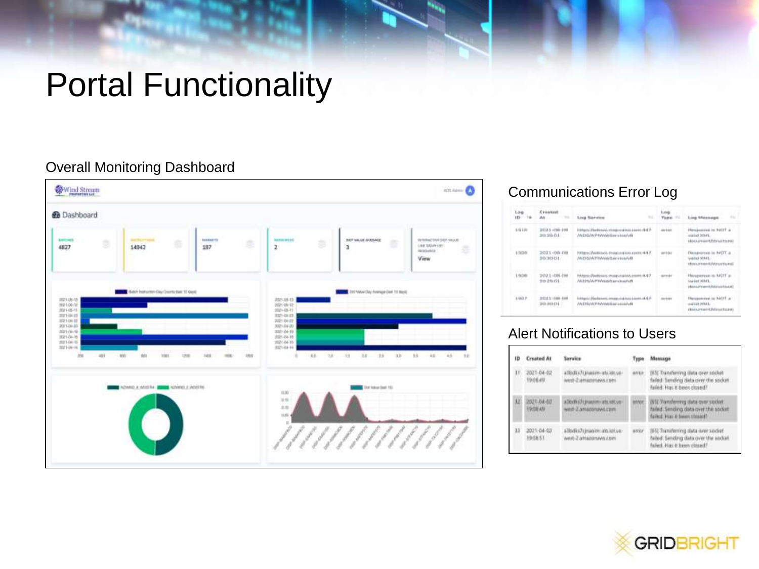# Portal Functionality

Overall Monitoring Dashboard

Communications Error Log

Alert Notifications to Users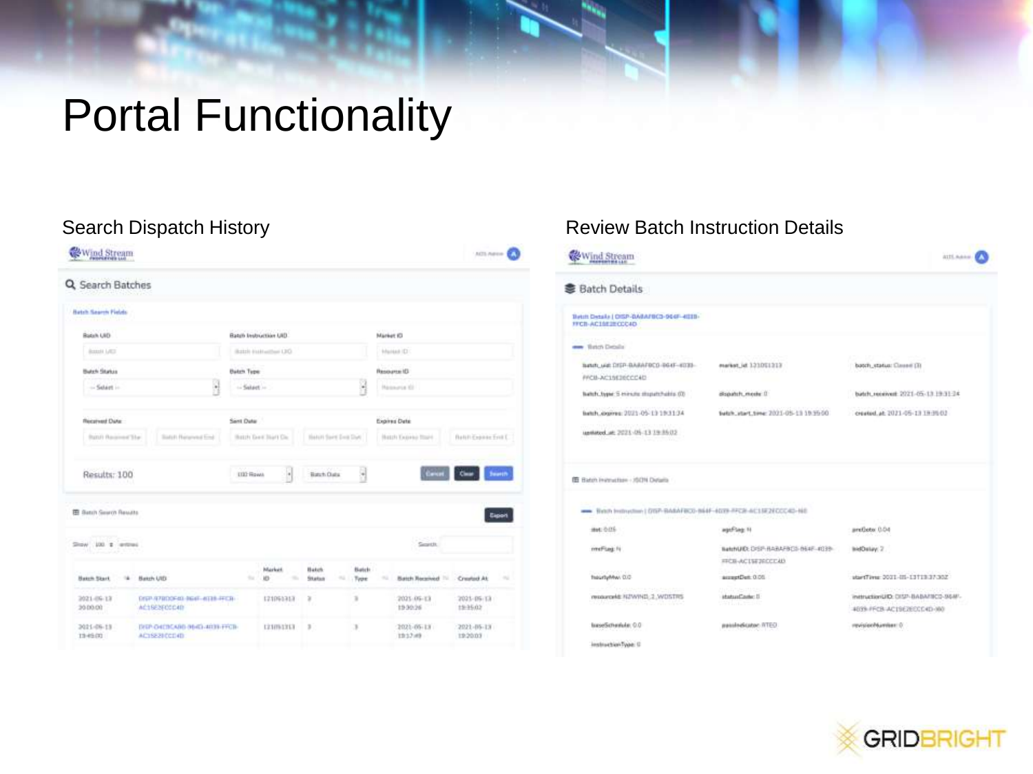# Portal Functionality

## Search Dispatch History

## Review Batch Instruction Details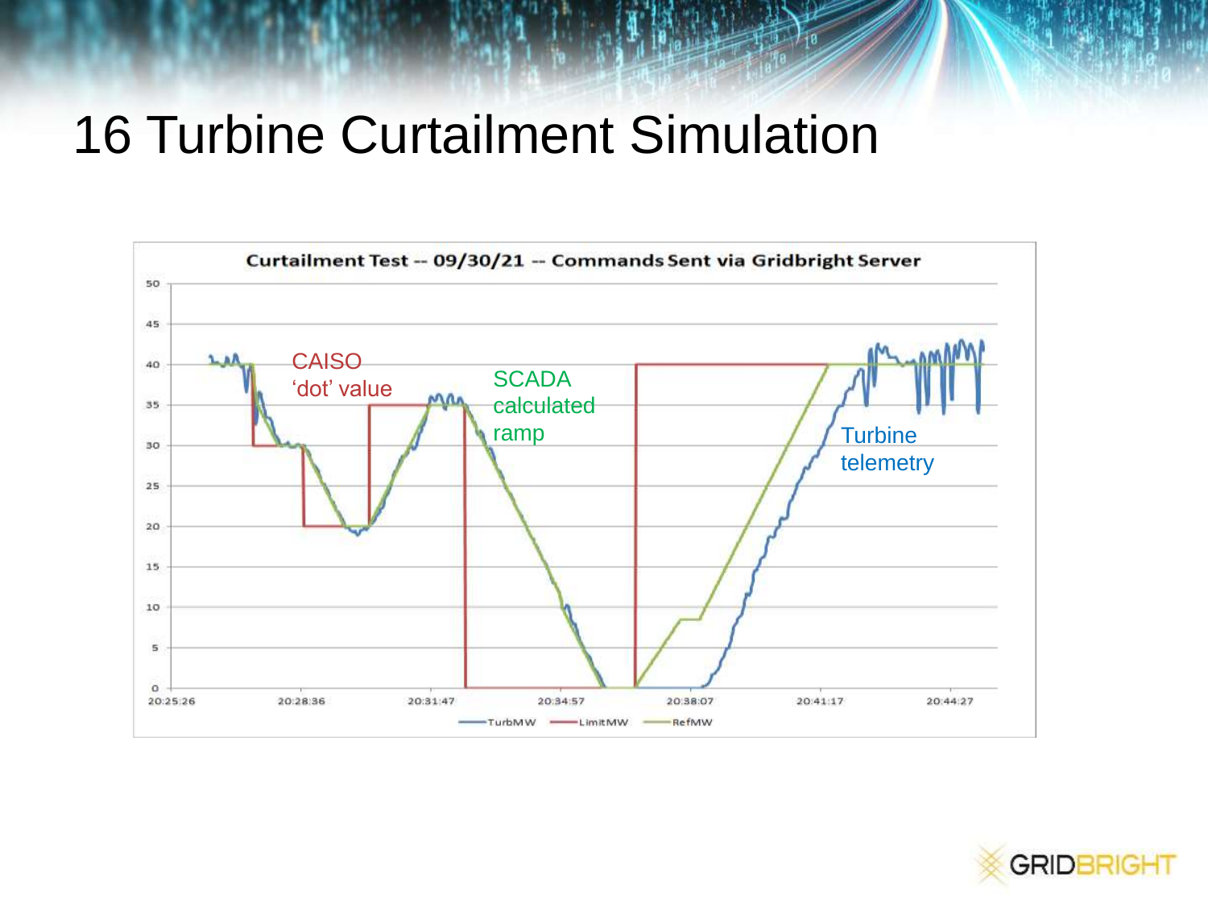# 16 Turbine Curtailment Simulation

**Curtailment Test -- 09/30/21 -- Commands Sent via Gridbright Server**

CAISO 'dot' value

SCADA calculated ramp

Turbine telemetry

TurbMW — LimitMW — RefMW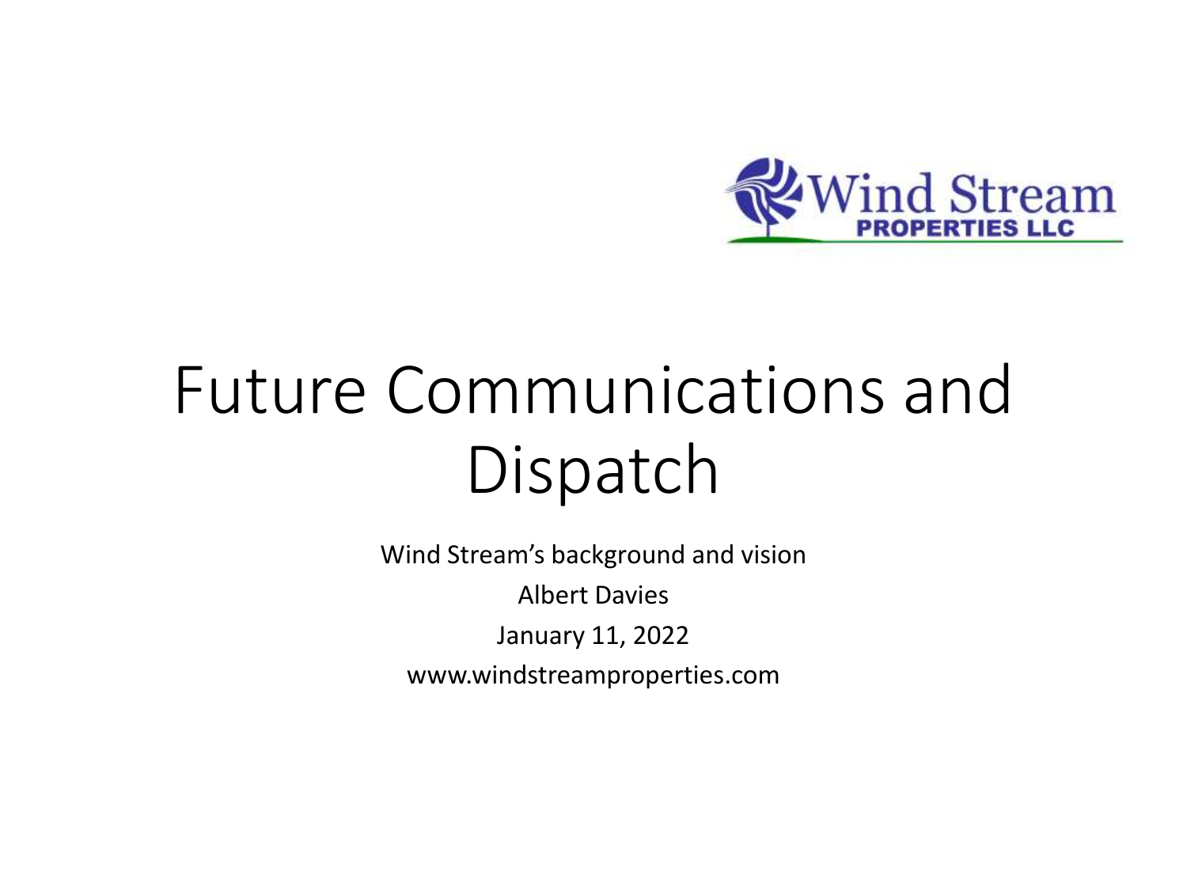Wind Stream PROPERTIES LLC

# Future Communications and Dispatch

Wind Stream's background and vision

Albert Davies

January 11, 2022

www.windstreamproperties.com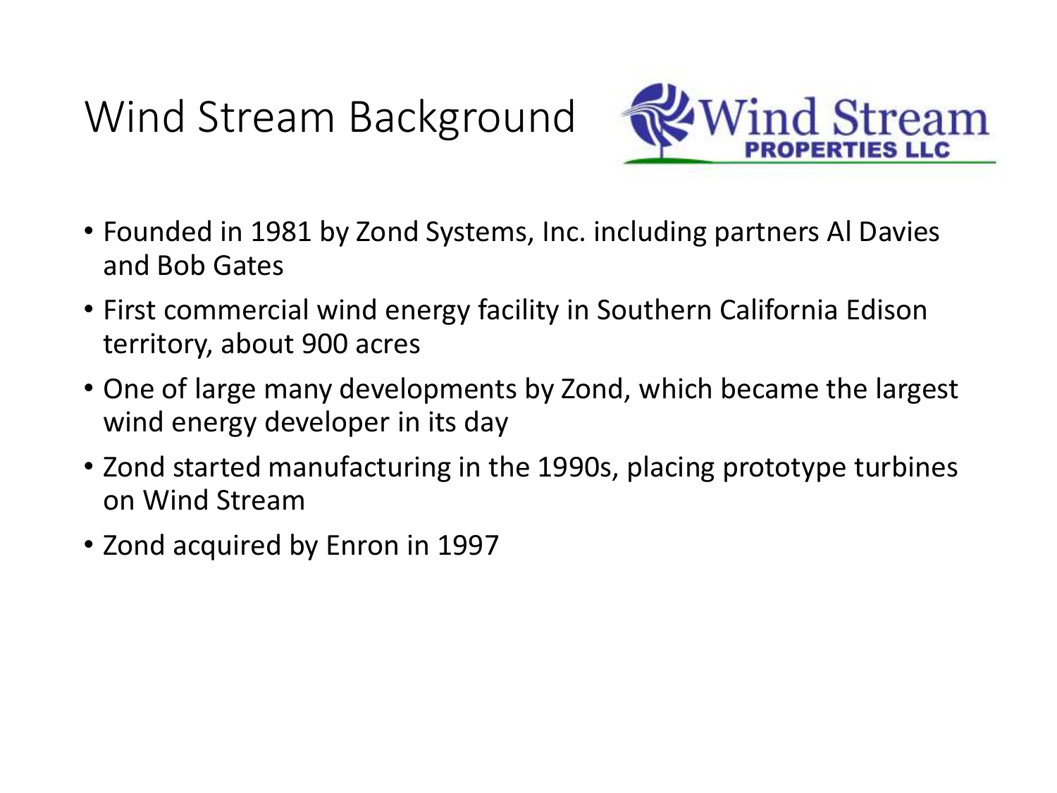# Wind Stream Background

Wind Stream PROPERTIES LLC

- Founded in 1981 by Zond Systems, Inc. including partners Al Davies and Bob Gates
- First commercial wind energy facility in Southern California Edison territory, about 900 acres
- One of large many developments by Zond, which became the largest wind energy developer in its day
- Zond started manufacturing in the 1990s, placing prototype turbines on Wind Stream
- Zond acquired by Enron in 1997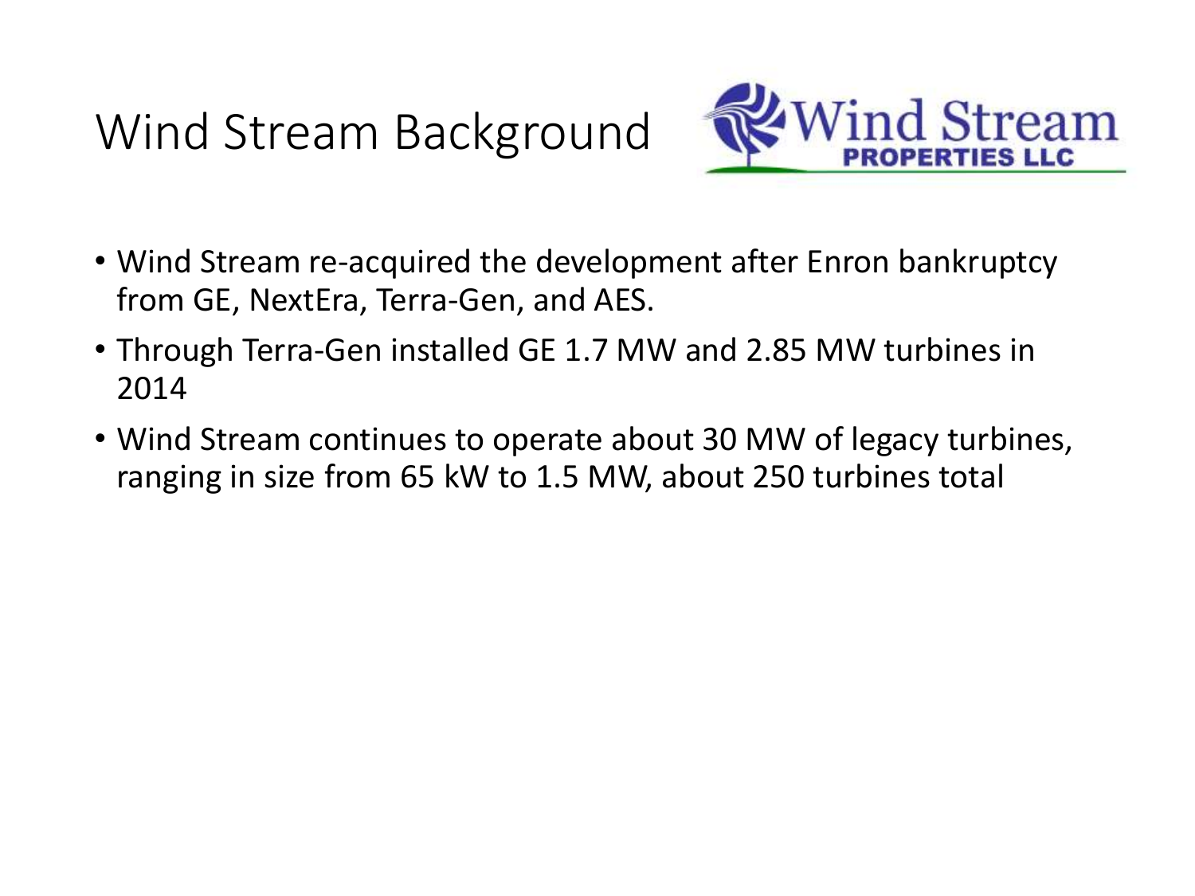# Wind Stream Background

Wind Stream PROPERTIES LLC

- Wind Stream re-acquired the development after Enron bankruptcy from GE, NextEra, Terra-Gen, and AES.
- Through Terra-Gen installed GE 1.7 MW and 2.85 MW turbines in 2014
- Wind Stream continues to operate about 30 MW of legacy turbines, ranging in size from 65 kW to 1.5 MW, about 250 turbines total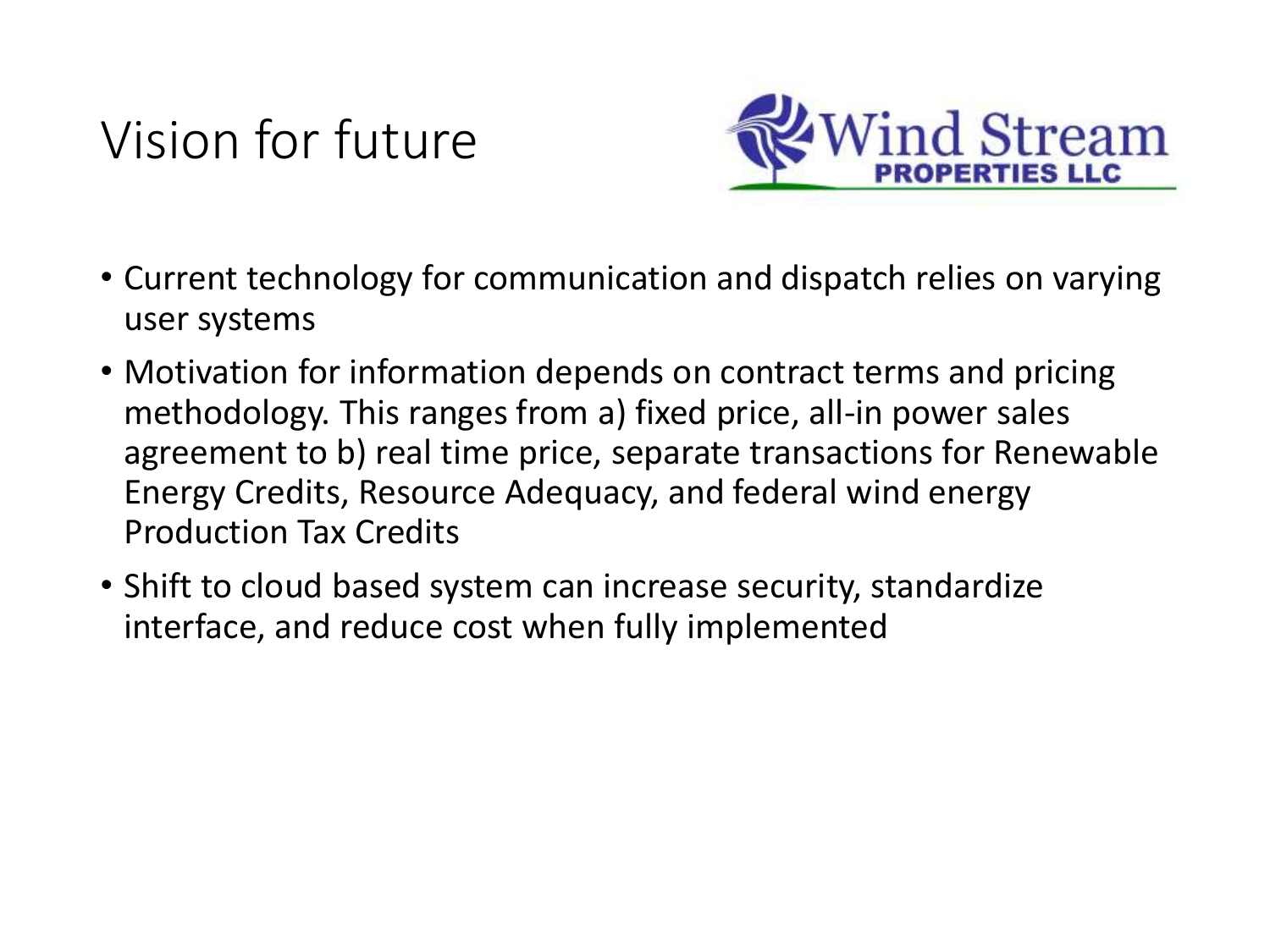# Vision for future

- Current technology for communication and dispatch relies on varying user systems
- Motivation for information depends on contract terms and pricing methodology. This ranges from a) fixed price, all-in power sales agreement to b) real time price, separate transactions for Renewable Energy Credits, Resource Adequacy, and federal wind energy Production Tax Credits
- Shift to cloud based system can increase security, standardize interface, and reduce cost when fully implemented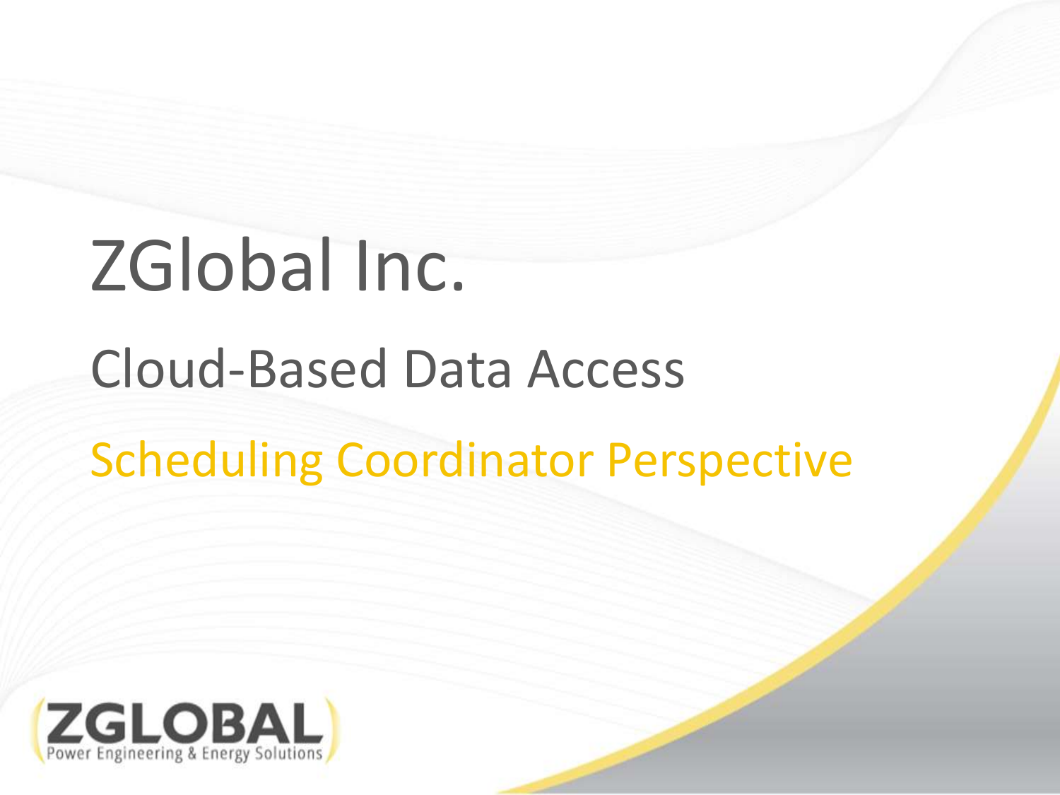# ZGlobal Inc.

## Cloud-Based Data Access

### Scheduling Coordinator Perspective

ZGLOBAL
Power Engineering & Energy Solutions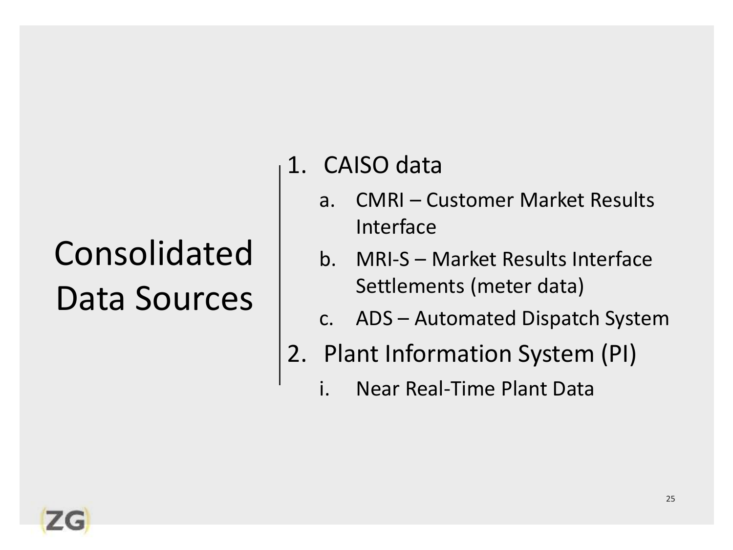# Consolidated Data Sources

1. CAISO data
   a. CMRI – Customer Market Results Interface
   b. MRI-S – Market Results Interface Settlements (meter data)
   c. ADS – Automated Dispatch System
2. Plant Information System (PI)
   i. Near Real-Time Plant Data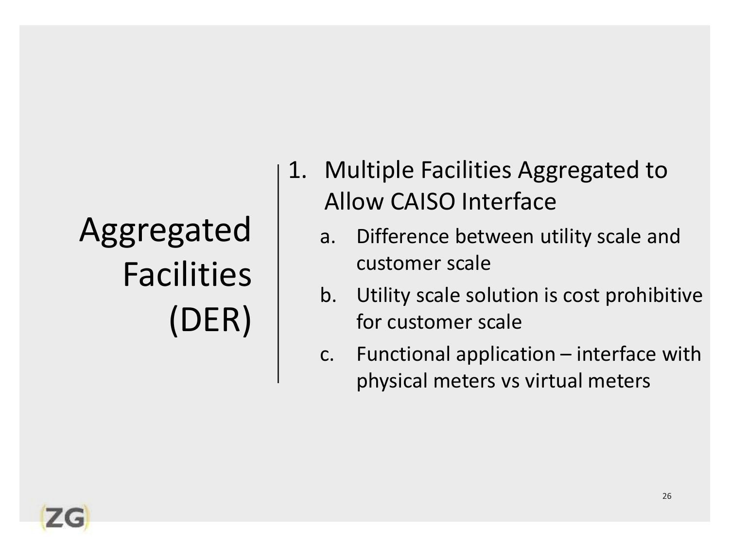# Aggregated Facilities (DER)

1. Multiple Facilities Aggregated to Allow CAISO Interface
   a. Difference between utility scale and customer scale
   b. Utility scale solution is cost prohibitive for customer scale
   c. Functional application – interface with physical meters vs virtual meters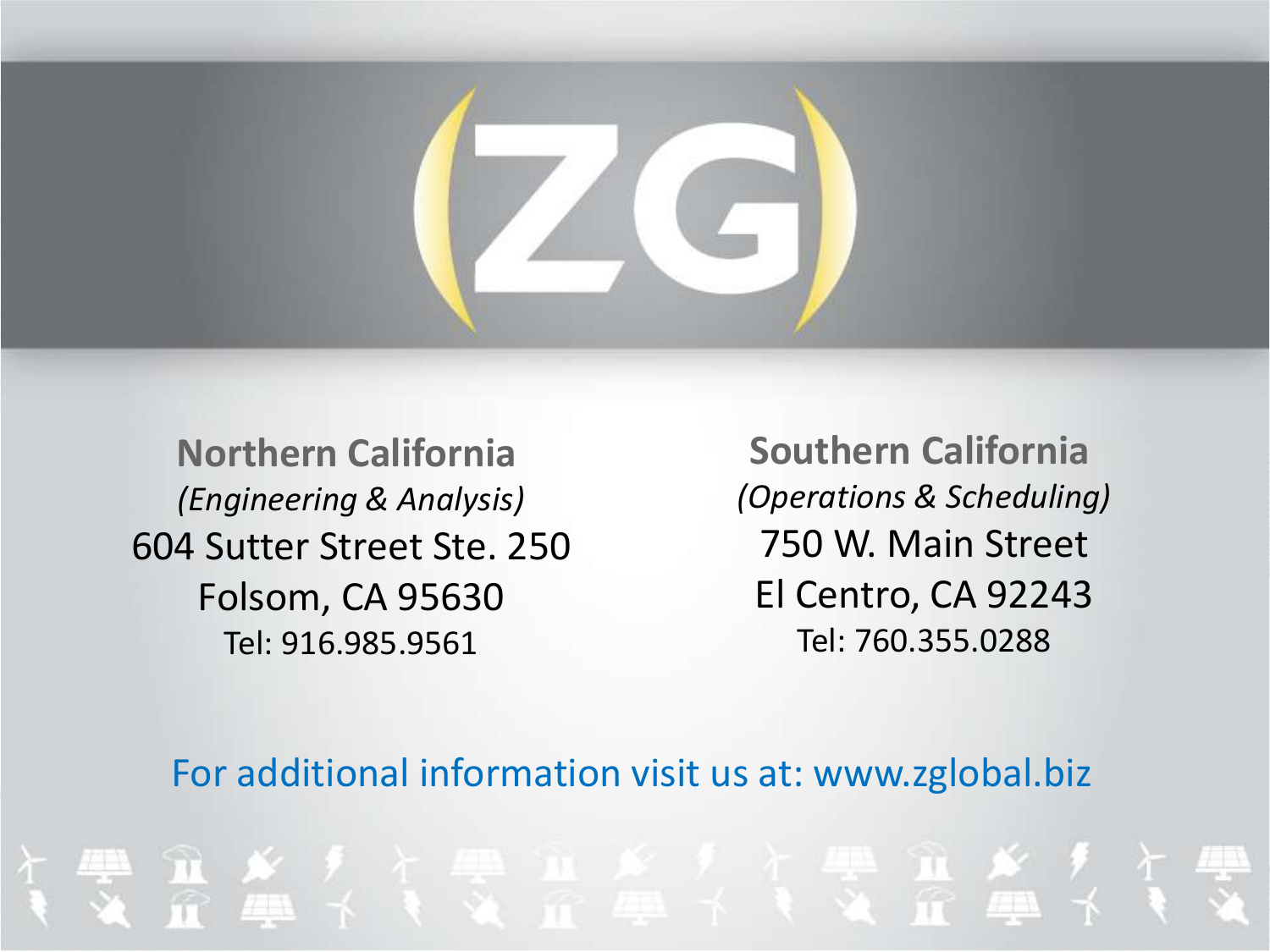# ZG

## Northern California

*(Engineering & Analysis)*

604 Sutter Street Ste. 250
Folsom, CA 95630
Tel: 916.985.9561

## Southern California

*(Operations & Scheduling)*

750 W. Main Street
El Centro, CA 92243
Tel: 760.355.0288

For additional information visit us at: www.zglobal.biz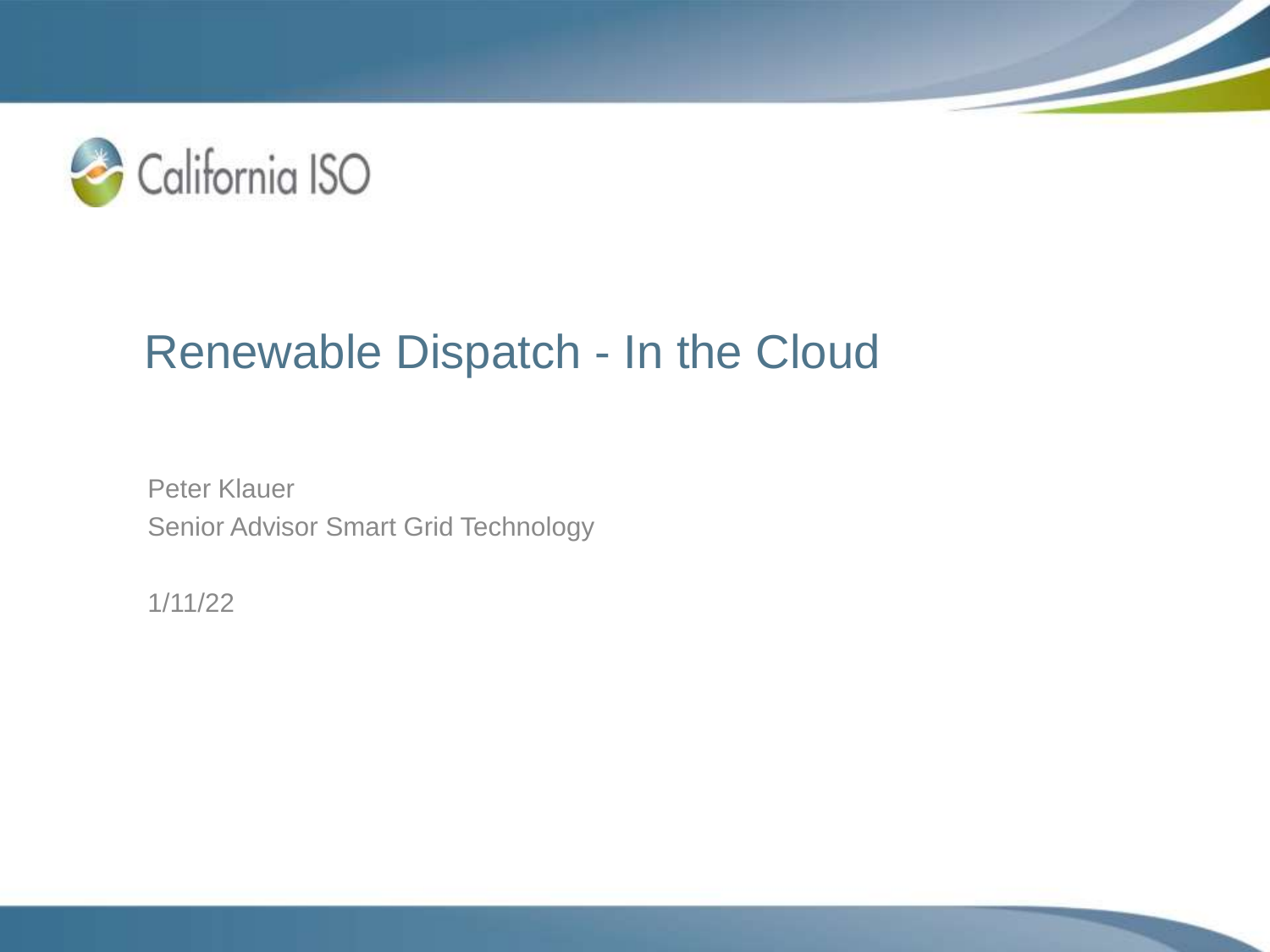California ISO

# Renewable Dispatch - In the Cloud

Peter Klauer

Senior Advisor Smart Grid Technology

1/11/22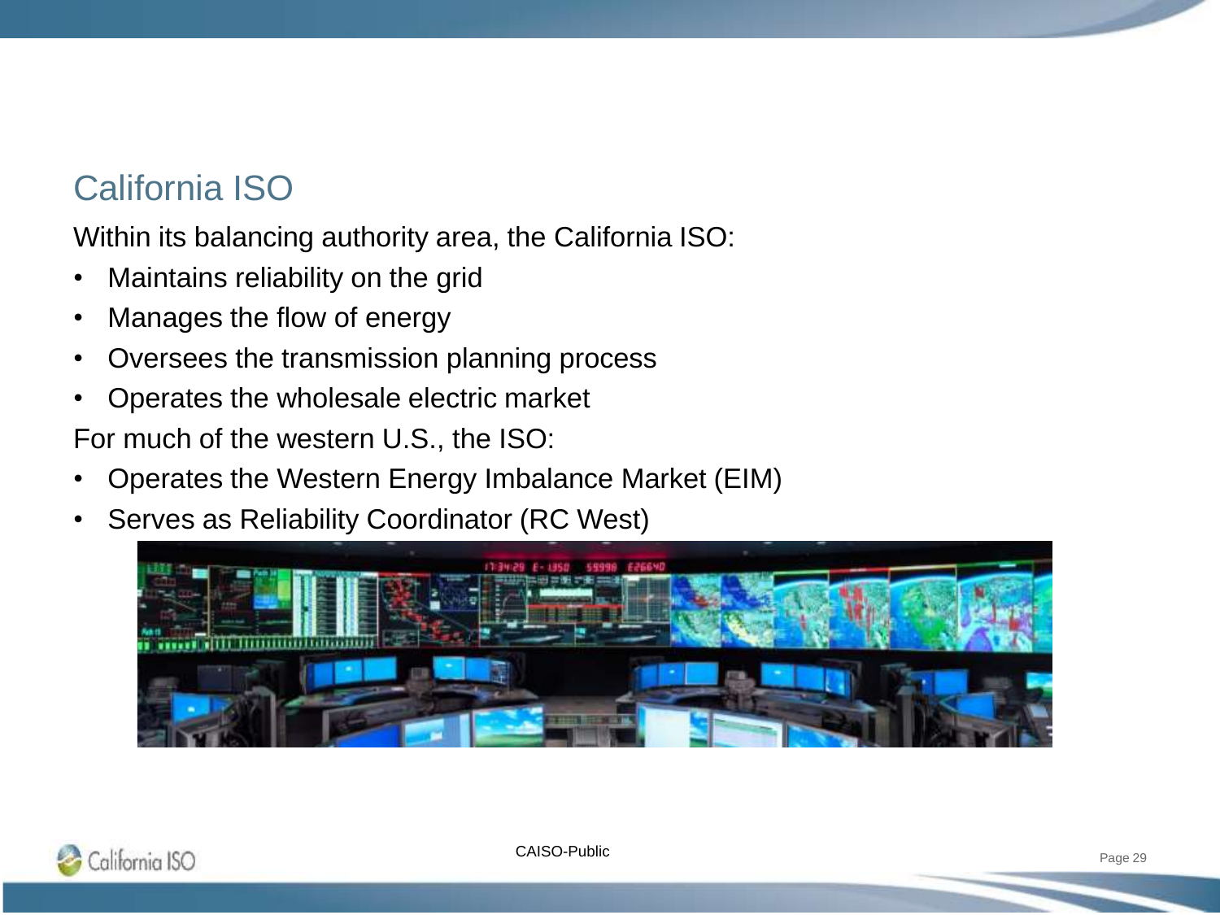# California ISO

Within its balancing authority area, the California ISO:

- Maintains reliability on the grid
- Manages the flow of energy
- Oversees the transmission planning process
- Operates the wholesale electric market

For much of the western U.S., the ISO:

- Operates the Western Energy Imbalance Market (EIM)
- Serves as Reliability Coordinator (RC West)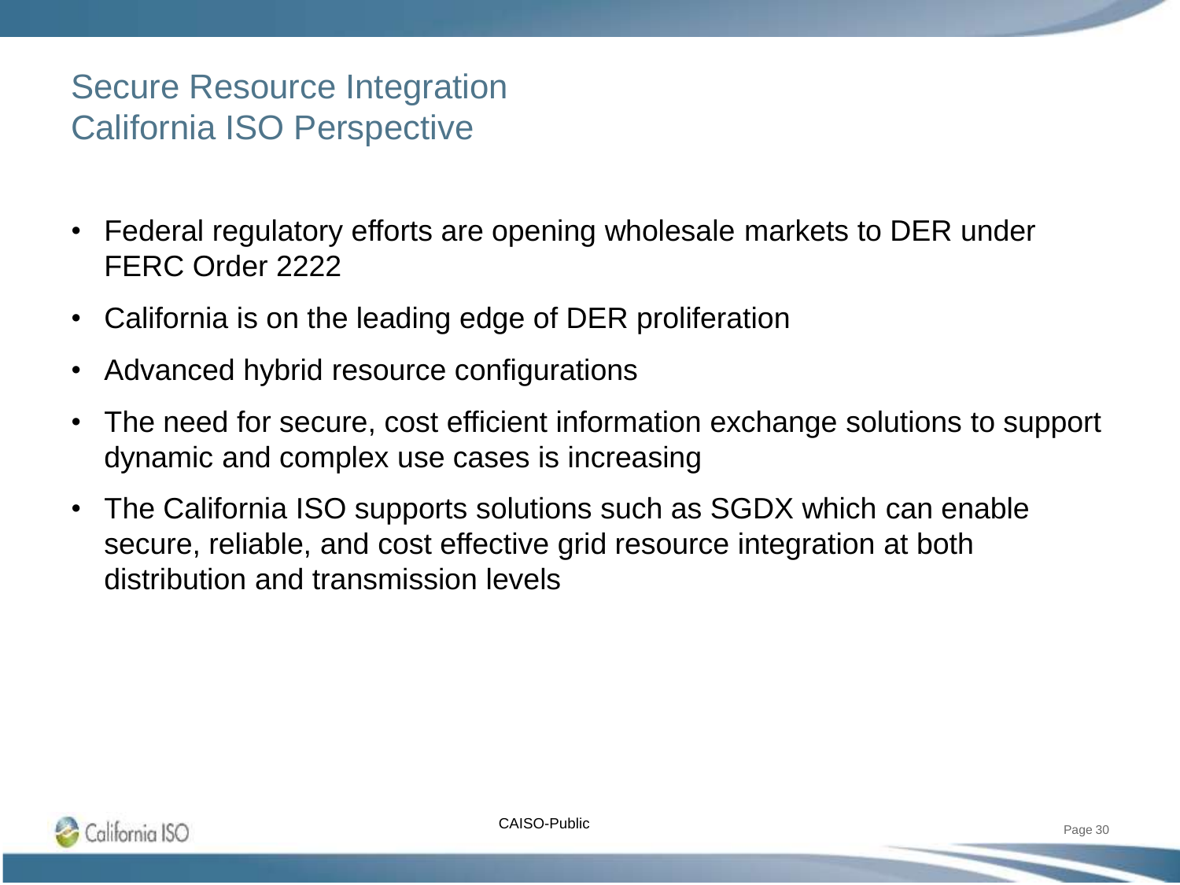# Secure Resource Integration
## California ISO Perspective

- Federal regulatory efforts are opening wholesale markets to DER under FERC Order 2222
- California is on the leading edge of DER proliferation
- Advanced hybrid resource configurations
- The need for secure, cost efficient information exchange solutions to support dynamic and complex use cases is increasing
- The California ISO supports solutions such as SGDX which can enable secure, reliable, and cost effective grid resource integration at both distribution and transmission levels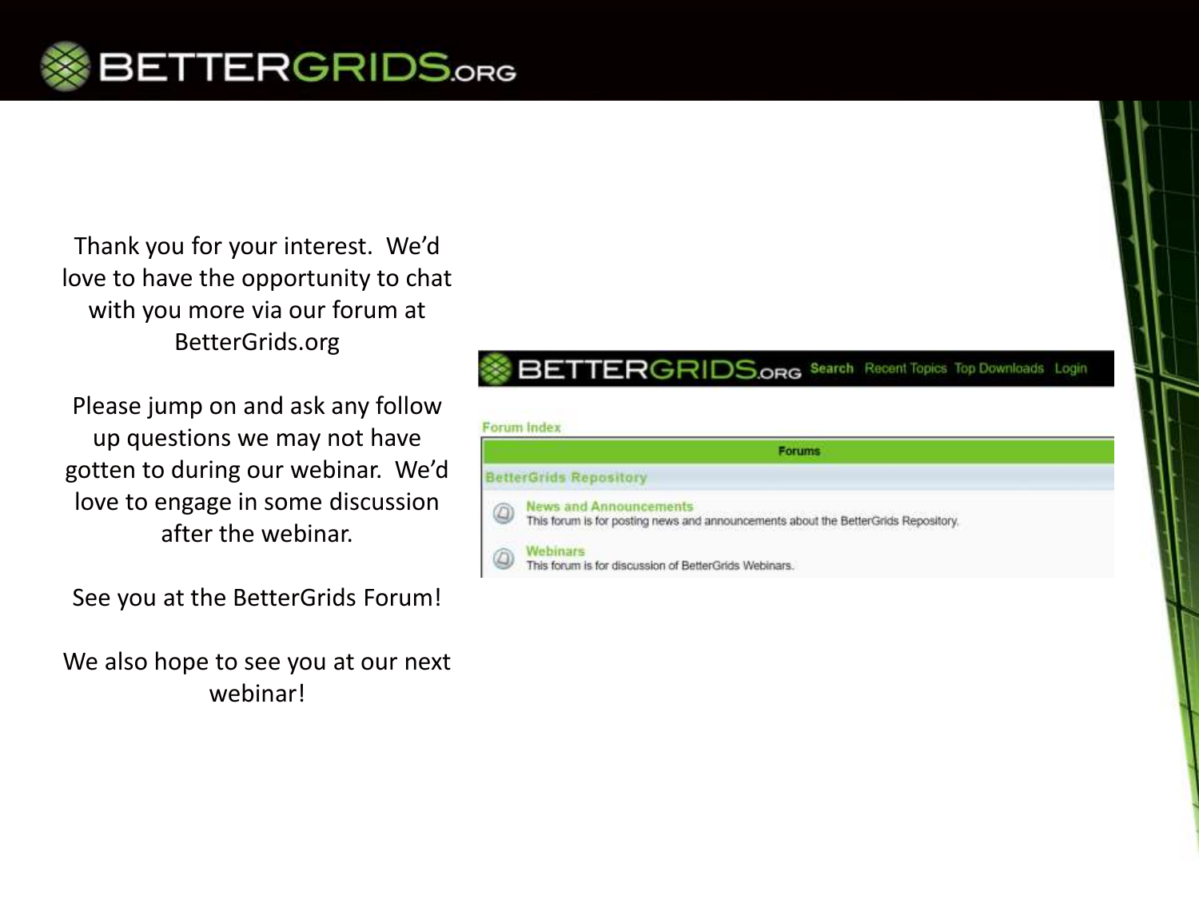Thank you for your interest. We'd love to have the opportunity to chat with you more via our forum at BetterGrids.org

Please jump on and ask any follow up questions we may not have gotten to during our webinar. We'd love to engage in some discussion after the webinar.

See you at the BetterGrids Forum!

We also hope to see you at our next webinar!

BETTERGRIDS.ORG Search Recent Topics Top Downloads Login

Forum Index

| Forums |
| --- |
| BetterGrids Repository |
| News and Announcements<br>This forum is for posting news and announcements about the BetterGrids Repository. |
| Webinars<br>This forum is for discussion of BetterGrids Webinars. |